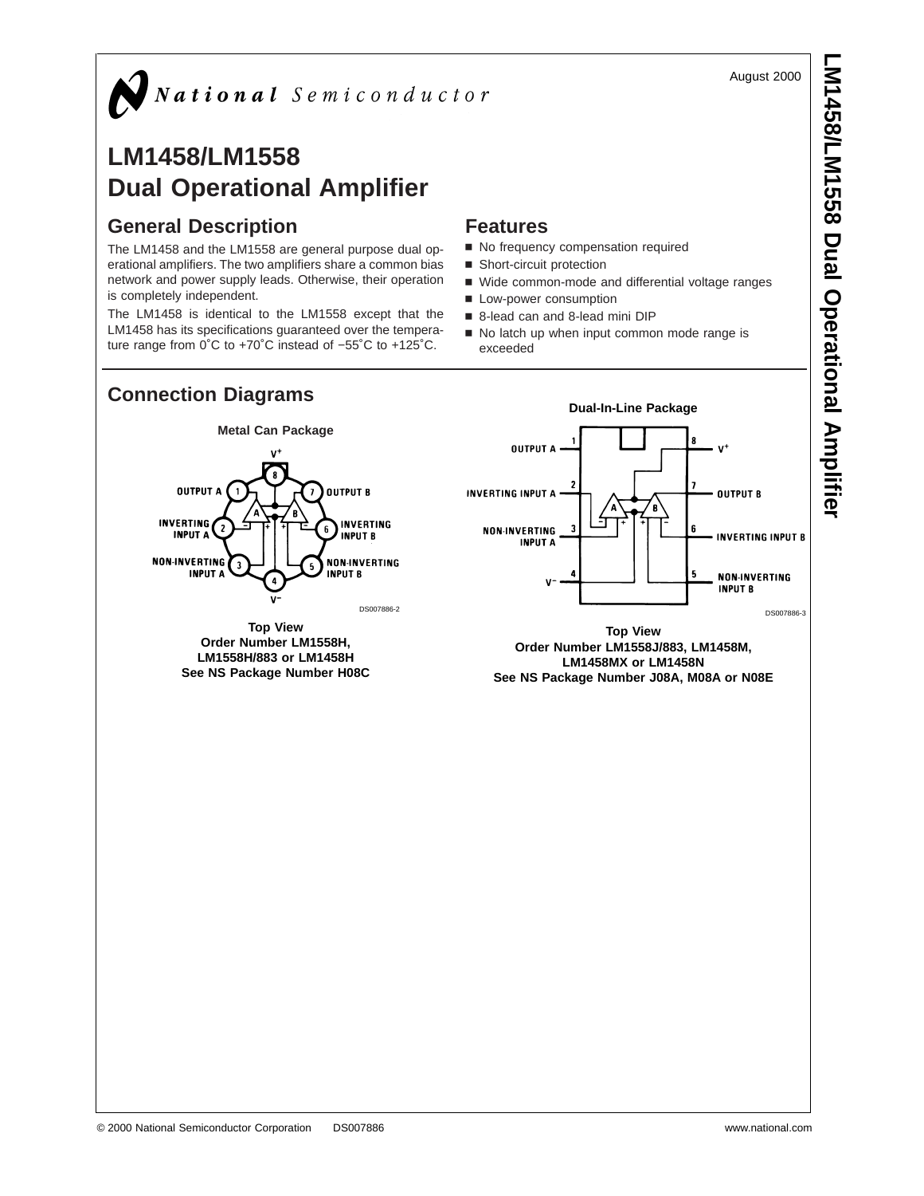August 2000

# LM1458/LM1558 Dual Operational Amplifier

## General Description

The LM1458 and the LM1558 are general purpose dual operational amplifiers. The two amplifiers share a common bias network and power supply leads. Otherwise, their operation is completely independent.

The LM1458 is identical to the LM1558 except that the LM1458 has its specifications guaranteed over the temperature range from 0˚C to +70˚C instead of −55˚C to +125˚C.

## Features

- No frequency compensation required
- Short-circuit protection
- Wide common-mode and differential voltage ranges
- Low-power consumption
- 8-lead can and 8-lead mini DIP
- No latch up when input common mode range is exceeded

## Connection Diagrams

**Metal Can Package**

DS007886-2

**Top View**
**Order Number LM1558H, LM1558H/883 or LM1458H**
**See NS Package Number H08C**

**Dual-In-Line Package**

DS007886-3

**Top View**
**Order Number LM1558J/883, LM1458M, LM1458MX or LM1458N**
**See NS Package Number J08A, M08A or N08E**

© 2000 National Semiconductor Corporation DS007886 www.national.com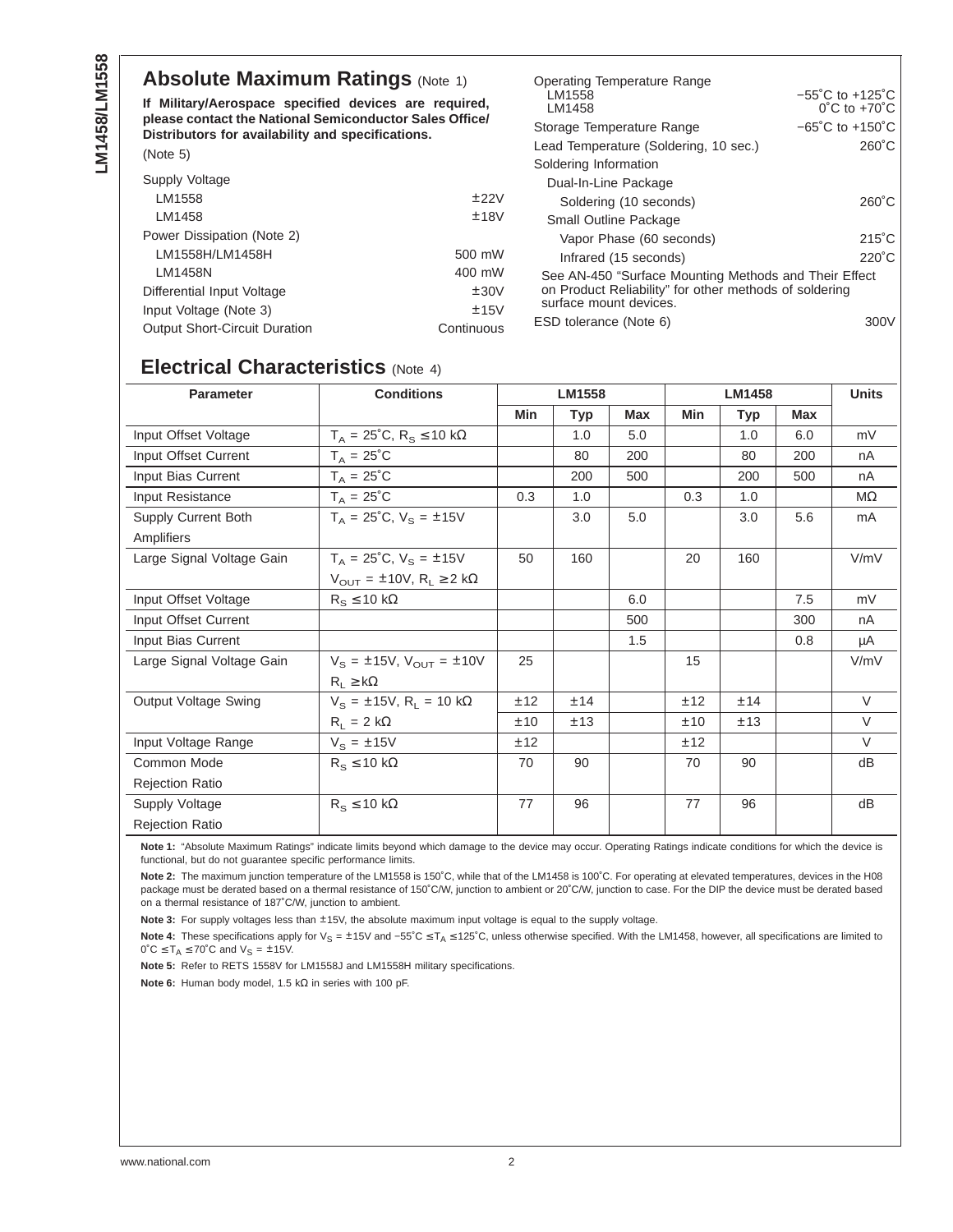## Absolute Maximum Ratings (Note 1)

**If Military/Aerospace specified devices are required, please contact the National Semiconductor Sales Office/ Distributors for availability and specifications.**

(Note 5)

| | |
|---|---|
| Supply Voltage | |
| LM1558 | ±22V |
| LM1458 | ±18V |
| Power Dissipation (Note 2) | |
| LM1558H/LM1458H | 500 mW |
| LM1458N | 400 mW |
| Differential Input Voltage | ±30V |
| Input Voltage (Note 3) | ±15V |
| Output Short-Circuit Duration | Continuous |
| Operating Temperature Range | |
| LM1558 | −55˚C to +125˚C |
| LM1458 | 0˚C to +70˚C |
| Storage Temperature Range | −65˚C to +150˚C |
| Lead Temperature (Soldering, 10 sec.) | 260˚C |
| Soldering Information | |
| Dual-In-Line Package | |
| Soldering (10 seconds) | 260˚C |
| Small Outline Package | |
| Vapor Phase (60 seconds) | 215˚C |
| Infrared (15 seconds) | 220˚C |

See AN-450 "Surface Mounting Methods and Their Effect on Product Reliability" for other methods of soldering surface mount devices.

| | |
|---|---|
| ESD tolerance (Note 6) | 300V |

## Electrical Characteristics (Note 4)

| Parameter | Conditions | LM1558 | | | LM1458 | | | Units |
|---|---|---|---|---|---|---|---|---|
| | | Min | Typ | Max | Min | Typ | Max | |
| Input Offset Voltage | $T_A$ = 25˚C, $R_S$ ≤ 10 kΩ | | 1.0 | 5.0 | | 1.0 | 6.0 | mV |
| Input Offset Current | $T_A$ = 25˚C | | 80 | 200 | | 80 | 200 | nA |
| Input Bias Current | $T_A$ = 25˚C | | 200 | 500 | | 200 | 500 | nA |
| Input Resistance | $T_A$ = 25˚C | 0.3 | 1.0 | | 0.3 | 1.0 | | MΩ |
| Supply Current Both Amplifiers | $T_A$ = 25˚C, $V_S$ = ±15V | | 3.0 | 5.0 | | 3.0 | 5.6 | mA |
| Large Signal Voltage Gain | $T_A$ = 25˚C, $V_S$ = ±15V $V_{OUT}$ = ±10V, $R_L$ ≥ 2 kΩ | 50 | 160 | | 20 | 160 | | V/mV |
| Input Offset Voltage | $R_S$ ≤ 10 kΩ | | | 6.0 | | | 7.5 | mV |
| Input Offset Current | | | | 500 | | | 300 | nA |
| Input Bias Current | | | | 1.5 | | | 0.8 | μA |
| Large Signal Voltage Gain | $V_S$ = ±15V, $V_{OUT}$ = ±10V $R_L$ ≥ kΩ | 25 | | | 15 | | | V/mV |
| Output Voltage Swing | $V_S$ = ±15V, $R_L$ = 10 kΩ | ±12 | ±14 | | ±12 | ±14 | | V |
| | $R_L$ = 2 kΩ | ±10 | ±13 | | ±10 | ±13 | | V |
| Input Voltage Range | $V_S$ = ±15V | ±12 | | | ±12 | | | V |
| Common Mode Rejection Ratio | $R_S$ ≤ 10 kΩ | 70 | 90 | | 70 | 90 | | dB |
| Supply Voltage Rejection Ratio | $R_S$ ≤ 10 kΩ | 77 | 96 | | 77 | 96 | | dB |

**Note 1:** "Absolute Maximum Ratings" indicate limits beyond which damage to the device may occur. Operating Ratings indicate conditions for which the device is functional, but do not guarantee specific performance limits.

**Note 2:** The maximum junction temperature of the LM1558 is 150˚C, while that of the LM1458 is 100˚C. For operating at elevated temperatures, devices in the H08 package must be derated based on a thermal resistance of 150˚C/W, junction to ambient or 20˚C/W, junction to case. For the DIP the device must be derated based on a thermal resistance of 187˚C/W, junction to ambient.

**Note 3:** For supply voltages less than ±15V, the absolute maximum input voltage is equal to the supply voltage.

**Note 4:** These specifications apply for $V_S$ = ±15V and −55˚C ≤ $T_A$ ≤ 125˚C, unless otherwise specified. With the LM1458, however, all specifications are limited to 0˚C ≤ $T_A$ ≤ 70˚C and $V_S$ = ±15V.

**Note 5:** Refer to RETS 1558V for LM1558J and LM1558H military specifications.

**Note 6:** Human body model, 1.5 kΩ in series with 100 pF.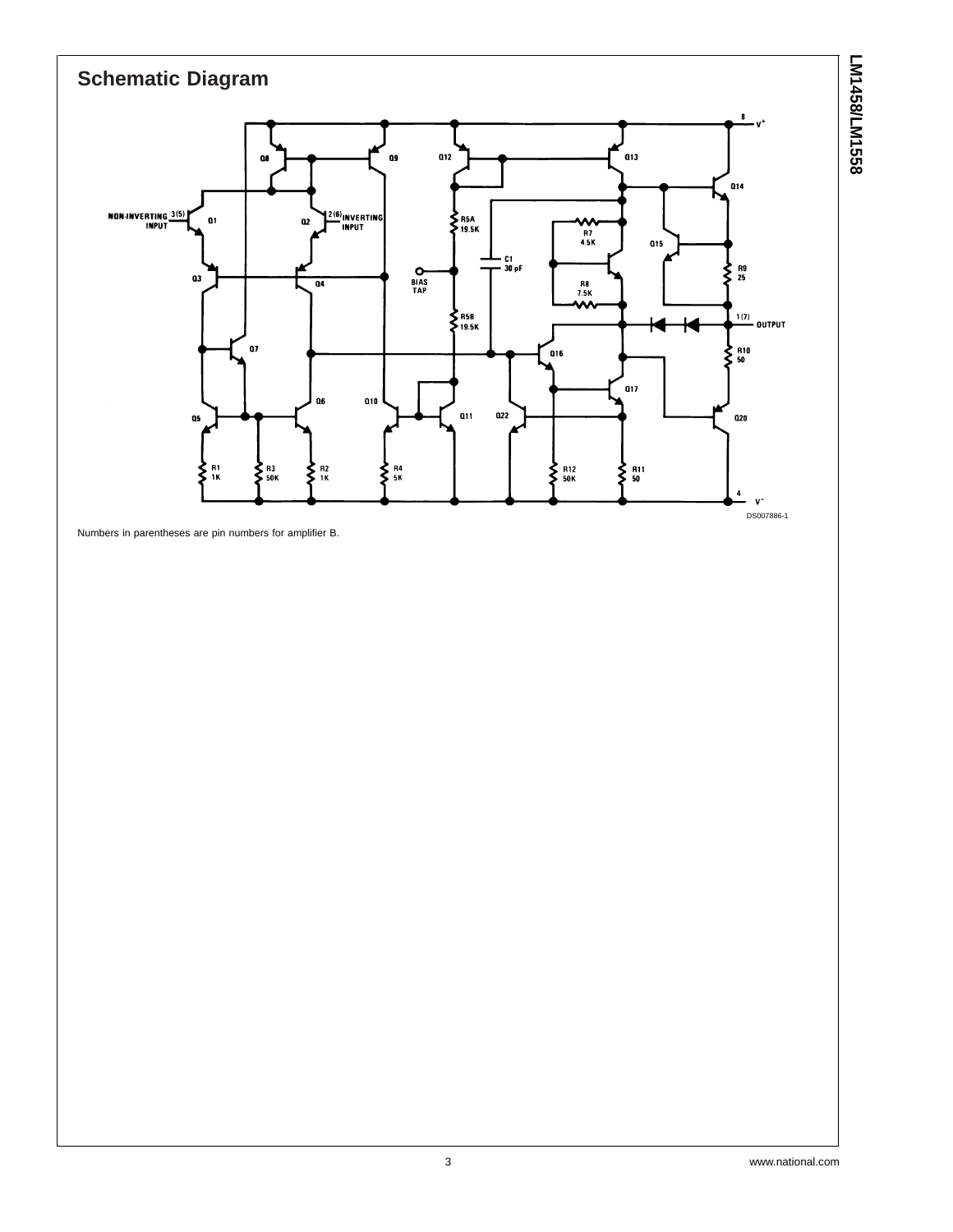## Schematic Diagram

DS007886-1

Numbers in parentheses are pin numbers for amplifier B.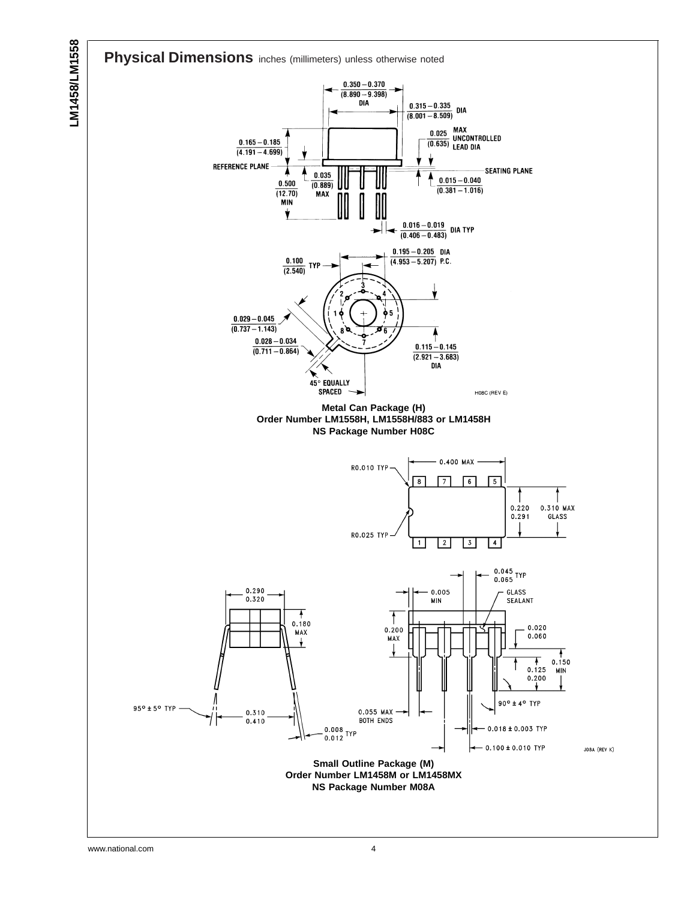## Physical Dimensions inches (millimeters) unless otherwise noted

**Metal Can Package (H)**
**Order Number LM1558H, LM1558H/883 or LM1458H**
**NS Package Number H08C**

**Small Outline Package (M)**
**Order Number LM1458M or LM1458MX**
**NS Package Number M08A**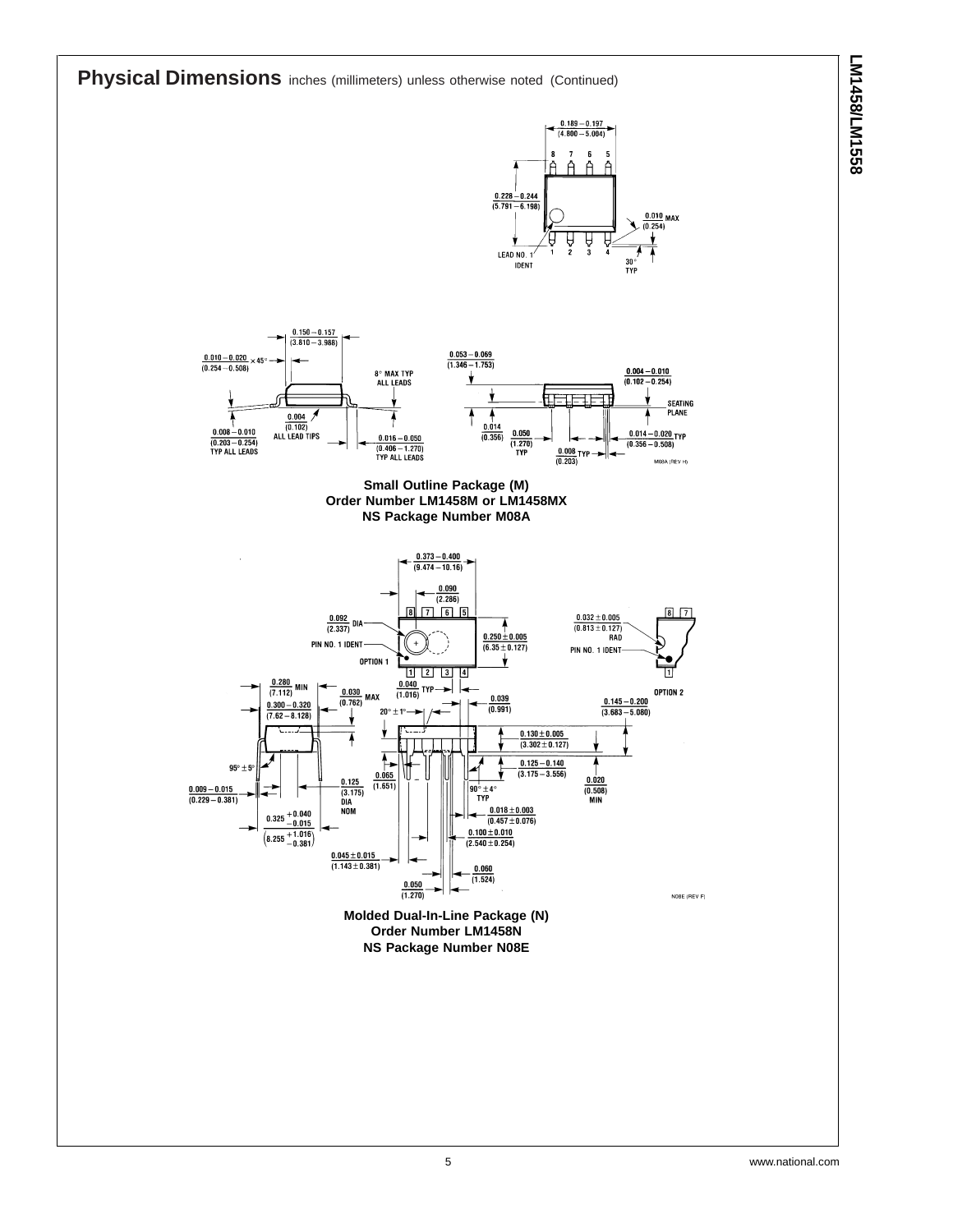## Physical Dimensions inches (millimeters) unless otherwise noted (Continued)

**Small Outline Package (M)**
**Order Number LM1458M or LM1458MX**
**NS Package Number M08A**

**Molded Dual-In-Line Package (N)**
**Order Number LM1458N**
**NS Package Number N08E**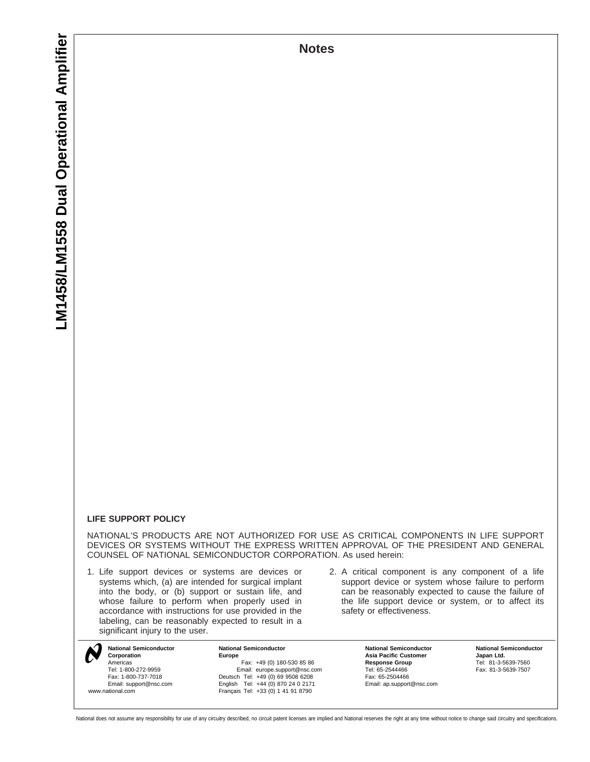## Notes

**LIFE SUPPORT POLICY**

NATIONAL'S PRODUCTS ARE NOT AUTHORIZED FOR USE AS CRITICAL COMPONENTS IN LIFE SUPPORT DEVICES OR SYSTEMS WITHOUT THE EXPRESS WRITTEN APPROVAL OF THE PRESIDENT AND GENERAL COUNSEL OF NATIONAL SEMICONDUCTOR CORPORATION. As used herein:

1. Life support devices or systems are devices or systems which, (a) are intended for surgical implant into the body, or (b) support or sustain life, and whose failure to perform when properly used in accordance with instructions for use provided in the labeling, can be reasonably expected to result in a significant injury to the user.
2. A critical component is any component of a life support device or system whose failure to perform can be reasonably expected to cause the failure of the life support device or system, or to affect its safety or effectiveness.

**National Semiconductor Corporation**
Americas
Tel: 1-800-272-9959
Fax: 1-800-737-7018
Email: support@nsc.com
www.national.com

**National Semiconductor Europe**
Fax: +49 (0) 180-530 85 86
Email: europe.support@nsc.com
Deutsch Tel: +49 (0) 69 9508 6208
English Tel: +44 (0) 870 24 0 2171
Français Tel: +33 (0) 1 41 91 8790

**National Semiconductor Asia Pacific Customer Response Group**
Tel: 65-2544466
Fax: 65-2504466
Email: ap.support@nsc.com

**National Semiconductor Japan Ltd.**
Tel: 81-3-5639-7560
Fax: 81-3-5639-7507

National does not assume any responsibility for use of any circuitry described, no circuit patent licenses are implied and National reserves the right at any time without notice to change said circuitry and specifications.